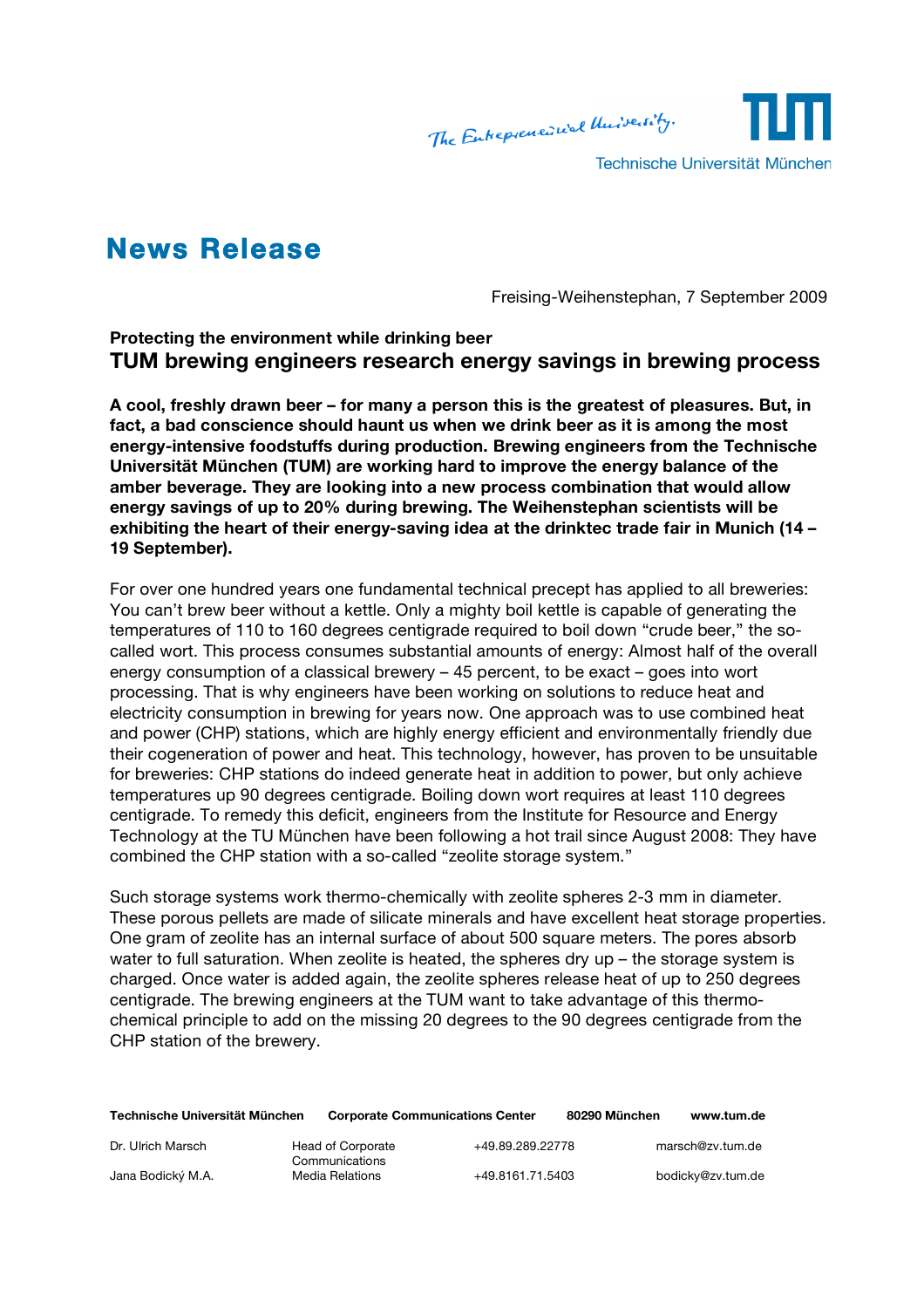# News Release

Freising-Weihenstephan, 7 September 2009

**Protecting the environment while drinking beer**

## TUM brewing engineers research energy savings in brewing process

**A cool, freshly drawn beer – for many a person this is the greatest of pleasures. But, in fact, a bad conscience should haunt us when we drink beer as it is among the most energy-intensive foodstuffs during production. Brewing engineers from the Technische Universität München (TUM) are working hard to improve the energy balance of the amber beverage. They are looking into a new process combination that would allow energy savings of up to 20% during brewing. The Weihenstephan scientists will be exhibiting the heart of their energy-saving idea at the drinktec trade fair in Munich (14 – 19 September).**

For over one hundred years one fundamental technical precept has applied to all breweries: You can't brew beer without a kettle. Only a mighty boil kettle is capable of generating the temperatures of 110 to 160 degrees centigrade required to boil down "crude beer," the so-called wort. This process consumes substantial amounts of energy: Almost half of the overall energy consumption of a classical brewery – 45 percent, to be exact – goes into wort processing. That is why engineers have been working on solutions to reduce heat and electricity consumption in brewing for years now. One approach was to use combined heat and power (CHP) stations, which are highly energy efficient and environmentally friendly due their cogeneration of power and heat. This technology, however, has proven to be unsuitable for breweries: CHP stations do indeed generate heat in addition to power, but only achieve temperatures up 90 degrees centigrade. Boiling down wort requires at least 110 degrees centigrade. To remedy this deficit, engineers from the Institute for Resource and Energy Technology at the TU München have been following a hot trail since August 2008: They have combined the CHP station with a so-called "zeolite storage system."

Such storage systems work thermo-chemically with zeolite spheres 2-3 mm in diameter. These porous pellets are made of silicate minerals and have excellent heat storage properties. One gram of zeolite has an internal surface of about 500 square meters. The pores absorb water to full saturation. When zeolite is heated, the spheres dry up – the storage system is charged. Once water is added again, the zeolite spheres release heat of up to 250 degrees centigrade. The brewing engineers at the TUM want to take advantage of this thermo-chemical principle to add on the missing 20 degrees to the 90 degrees centigrade from the CHP station of the brewery.

| **Technische Universität München** | **Corporate Communications Center** | **80290 München** | **www.tum.de** |
|---|---|---|---|
| Dr. Ulrich Marsch | Head of Corporate Communications | +49.89.289.22778 | marsch@zv.tum.de |
| Jana Bodický M.A. | Media Relations | +49.8161.71.5403 | bodicky@zv.tum.de |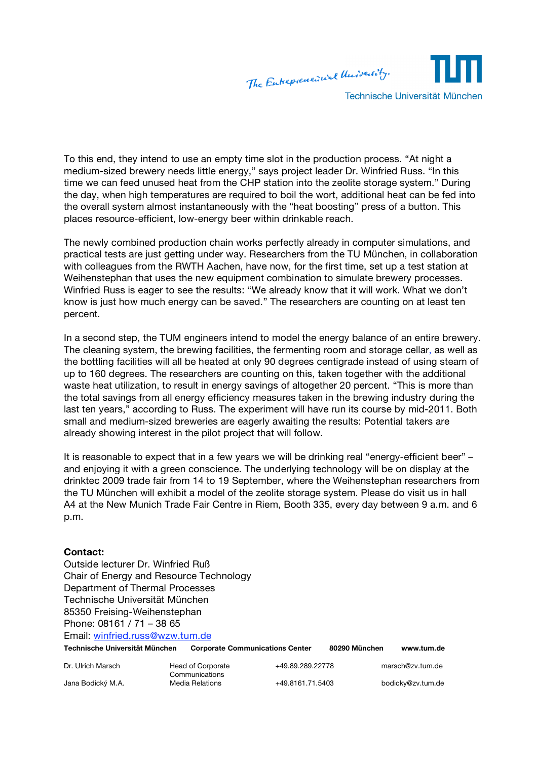To this end, they intend to use an empty time slot in the production process. “At night a medium-sized brewery needs little energy,” says project leader Dr. Winfried Russ. “In this time we can feed unused heat from the CHP station into the zeolite storage system.” During the day, when high temperatures are required to boil the wort, additional heat can be fed into the overall system almost instantaneously with the “heat boosting” press of a button. This places resource-efficient, low-energy beer within drinkable reach.

The newly combined production chain works perfectly already in computer simulations, and practical tests are just getting under way. Researchers from the TU München, in collaboration with colleagues from the RWTH Aachen, have now, for the first time, set up a test station at Weihenstephan that uses the new equipment combination to simulate brewery processes. Winfried Russ is eager to see the results: “We already know that it will work. What we don’t know is just how much energy can be saved.” The researchers are counting on at least ten percent.

In a second step, the TUM engineers intend to model the energy balance of an entire brewery. The cleaning system, the brewing facilities, the fermenting room and storage cellar, as well as the bottling facilities will all be heated at only 90 degrees centigrade instead of using steam of up to 160 degrees. The researchers are counting on this, taken together with the additional waste heat utilization, to result in energy savings of altogether 20 percent. “This is more than the total savings from all energy efficiency measures taken in the brewing industry during the last ten years,” according to Russ. The experiment will have run its course by mid-2011. Both small and medium-sized breweries are eagerly awaiting the results: Potential takers are already showing interest in the pilot project that will follow.

It is reasonable to expect that in a few years we will be drinking real “energy-efficient beer” – and enjoying it with a green conscience. The underlying technology will be on display at the drinktec 2009 trade fair from 14 to 19 September, where the Weihenstephan researchers from the TU München will exhibit a model of the zeolite storage system. Please do visit us in hall A4 at the New Munich Trade Fair Centre in Riem, Booth 335, every day between 9 a.m. and 6 p.m.

**Contact:**
Outside lecturer Dr. Winfried Ruß
Chair of Energy and Resource Technology
Department of Thermal Processes
Technische Universität München
85350 Freising-Weihenstephan
Phone: 08161 / 71 – 38 65
Email: winfried.russ@wzw.tum.de

**Technische Universität München** **Corporate Communications Center** **80290 München** **www.tum.de**

| | | | |
|---|---|---|---|
| Dr. Ulrich Marsch | Head of Corporate Communications | +49.89.289.22778 | marsch@zv.tum.de |
| Jana Bodický M.A. | Media Relations | +49.8161.71.5403 | bodicky@zv.tum.de |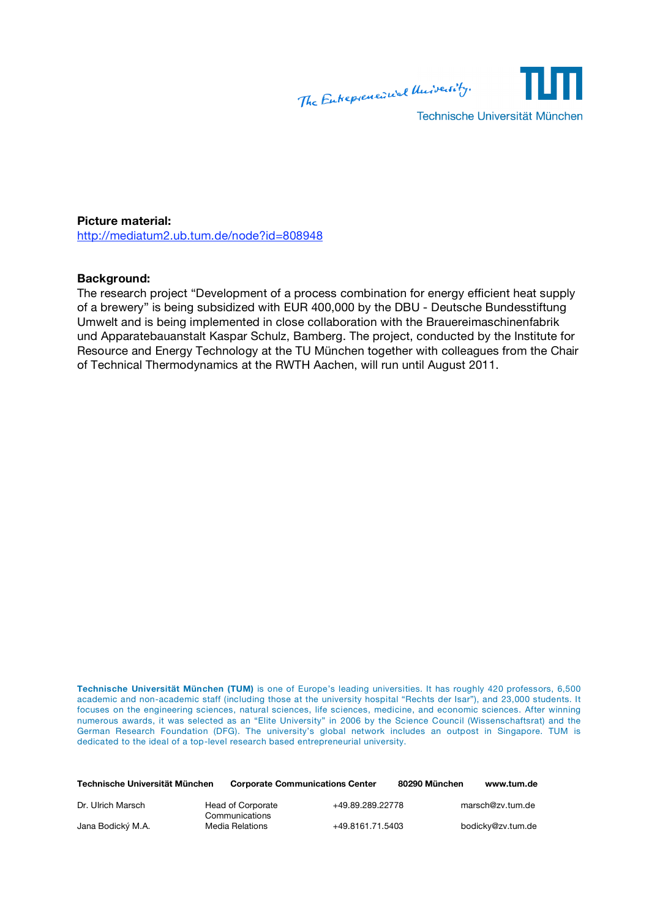**Picture material:**
http://mediatum2.ub.tum.de/node?id=808948

**Background:**
The research project “Development of a process combination for energy efficient heat supply of a brewery” is being subsidized with EUR 400,000 by the DBU - Deutsche Bundesstiftung Umwelt and is being implemented in close collaboration with the Brauereimaschinenfabrik und Apparatebauanstalt Kaspar Schulz, Bamberg. The project, conducted by the Institute for Resource and Energy Technology at the TU München together with colleagues from the Chair of Technical Thermodynamics at the RWTH Aachen, will run until August 2011.

**Technische Universität München (TUM)** is one of Europe’s leading universities. It has roughly 420 professors, 6,500 academic and non-academic staff (including those at the university hospital “Rechts der Isar”), and 23,000 students. It focuses on the engineering sciences, natural sciences, life sciences, medicine, and economic sciences. After winning numerous awards, it was selected as an “Elite University” in 2006 by the Science Council (Wissenschaftsrat) and the German Research Foundation (DFG). The university’s global network includes an outpost in Singapore. TUM is dedicated to the ideal of a top-level research based entrepreneurial university.

| Technische Universität München | Corporate Communications Center | 80290 München | www.tum.de |
| --- | --- | --- | --- |
| Dr. Ulrich Marsch | Head of Corporate Communications | +49.89.289.22778 | marsch@zv.tum.de |
| Jana Bodický M.A. | Media Relations | +49.8161.71.5403 | bodicky@zv.tum.de |